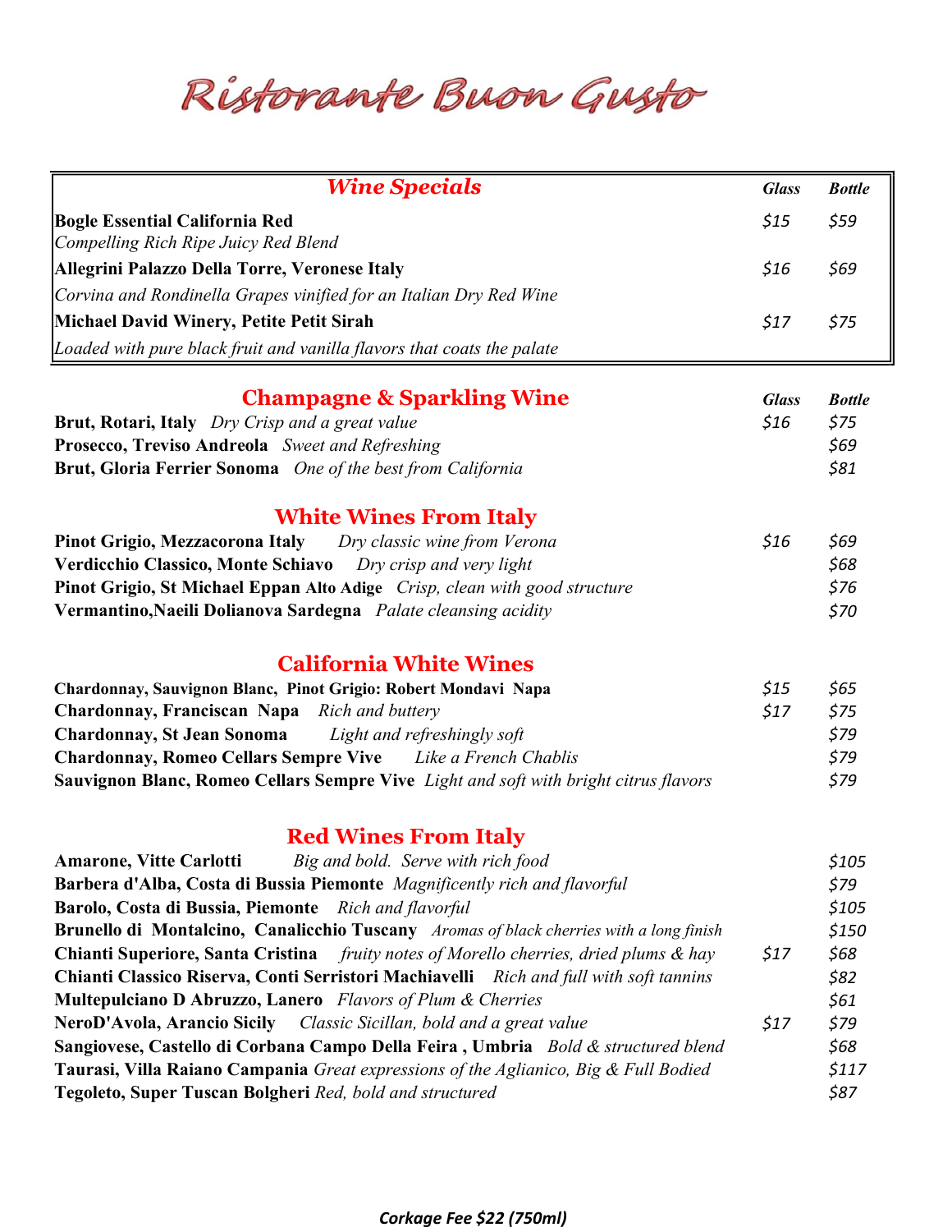# Ristorante Buon Gusto

## Wine Specials

| Wine | Glass | Bottle |
|---|---|---|
| **Bogle Essential California Red** *Compelling Rich Ripe Juicy Red Blend* | $15 | $59 |
| **Allegrini Palazzo Della Torre, Veronese Italy** *Corvina and Rondinella Grapes vinified for an Italian Dry Red Wine* | $16 | $69 |
| **Michael David Winery, Petite Petit Sirah** *Loaded with pure black fruit and vanilla flavors that coats the palate* | $17 | $75 |

## Champagne & Sparkling Wine

| Wine | Glass | Bottle |
|---|---|---|
| **Brut, Rotari, Italy** *Dry Crisp and a great value* | $16 | $75 |
| **Prosecco, Treviso Andreola** *Sweet and Refreshing* | | $69 |
| **Brut, Gloria Ferrier Sonoma** *One of the best from California* | | $81 |

## White Wines From Italy

| Wine | Glass | Bottle |
|---|---|---|
| **Pinot Grigio, Mezzacorona Italy** *Dry classic wine from Verona* | $16 | $69 |
| **Verdicchio Classico, Monte Schiavo** *Dry crisp and very light* | | $68 |
| **Pinot Grigio, St Michael Eppan Alto Adige** *Crisp, clean with good structure* | | $76 |
| **Vermantino,Naeili Dolianova Sardegna** *Palate cleansing acidity* | | $70 |

## California White Wines

| Wine | Glass | Bottle |
|---|---|---|
| **Chardonnay, Sauvignon Blanc, Pinot Grigio: Robert Mondavi Napa** | $15 | $65 |
| **Chardonnay, Franciscan Napa** *Rich and buttery* | $17 | $75 |
| **Chardonnay, St Jean Sonoma** *Light and refreshingly soft* | | $79 |
| **Chardonnay, Romeo Cellars Sempre Vive** *Like a French Chablis* | | $79 |
| **Sauvignon Blanc, Romeo Cellars Sempre Vive** *Light and soft with bright citrus flavors* | | $79 |

## Red Wines From Italy

| Wine | Glass | Bottle |
|---|---|---|
| **Amarone, Vitte Carlotti** *Big and bold. Serve with rich food* | | $105 |
| **Barbera d'Alba, Costa di Bussia Piemonte** *Magnificently rich and flavorful* | | $79 |
| **Barolo, Costa di Bussia, Piemonte** *Rich and flavorful* | | $105 |
| **Brunello di Montalcino, Canalicchio Tuscany** *Aromas of black cherries with a long finish* | | $150 |
| **Chianti Superiore, Santa Cristina** *fruity notes of Morello cherries, dried plums & hay* | $17 | $68 |
| **Chianti Classico Riserva, Conti Serristori Machiavelli** *Rich and full with soft tannins* | | $82 |
| **Multepulciano D Abruzzo, Lanero** *Flavors of Plum & Cherries* | | $61 |
| **NeroD'Avola, Arancio Sicily** *Classic Sicillan, bold and a great value* | $17 | $79 |
| **Sangiovese, Castello di Corbana Campo Della Feira , Umbria** *Bold & structured blend* | | $68 |
| **Taurasi, Villa Raiano Campania** *Great expressions of the Aglianico, Big & Full Bodied* | | $117 |
| **Tegoleto, Super Tuscan Bolgheri** *Red, bold and structured* | | $87 |

***Corkage Fee $22 (750ml)***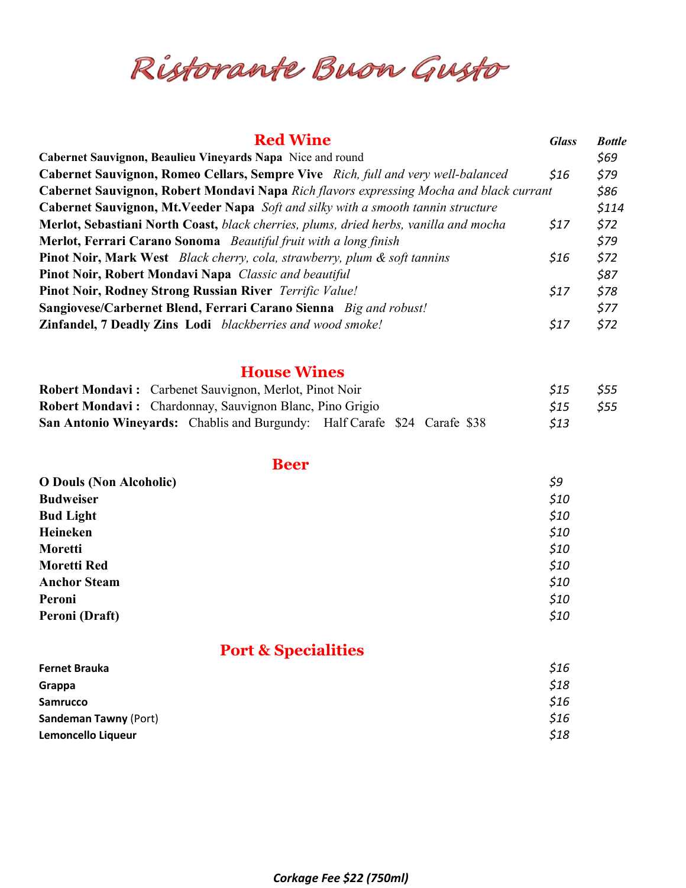# Ristorante Buon Gusto

## Red Wine

| | Glass | Bottle |
|---|---|---|
| **Cabernet Sauvignon, Beaulieu Vineyards Napa** Nice and round | | *$69* |
| **Cabernet Sauvignon, Romeo Cellars, Sempre Vive** *Rich, full and very well-balanced* | *$16* | *$79* |
| **Cabernet Sauvignon, Robert Mondavi Napa** *Rich flavors expressing Mocha and black currant* | | *$86* |
| **Cabernet Sauvignon, Mt.Veeder Napa** *Soft and silky with a smooth tannin structure* | | *$114* |
| **Merlot, Sebastiani North Coast,** *black cherries, plums, dried herbs, vanilla and mocha* | *$17* | *$72* |
| **Merlot, Ferrari Carano Sonoma** *Beautiful fruit with a long finish* | | *$79* |
| **Pinot Noir, Mark West** *Black cherry, cola, strawberry, plum & soft tannins* | *$16* | *$72* |
| **Pinot Noir, Robert Mondavi Napa** *Classic and beautiful* | | *$87* |
| **Pinot Noir, Rodney Strong Russian River** *Terrific Value!* | *$17* | *$78* |
| **Sangiovese/Carbernet Blend, Ferrari Carano Sienna** *Big and robust!* | | *$77* |
| **Zinfandel, 7 Deadly Zins Lodi** *blackberries and wood smoke!* | *$17* | *$72* |

## House Wines

| | | |
|---|---|---|
| **Robert Mondavi :** Carbenet Sauvignon, Merlot, Pinot Noir | *$15* | *$55* |
| **Robert Mondavi :** Chardonnay, Sauvignon Blanc, Pino Grigio | *$15* | *$55* |
| **San Antonio Wineyards:** Chablis and Burgundy: Half Carafe $24 Carafe $38 | *$13* | |

## Beer

| | |
|---|---|
| **O Douls (Non Alcoholic)** | *$9* |
| **Budweiser** | *$10* |
| **Bud Light** | *$10* |
| **Heineken** | *$10* |
| **Moretti** | *$10* |
| **Moretti Red** | *$10* |
| **Anchor Steam** | *$10* |
| **Peroni** | *$10* |
| **Peroni (Draft)** | *$10* |

## Port & Specialities

| | |
|---|---|
| **Fernet Brauka** | *$16* |
| **Grappa** | *$18* |
| **Samrucco** | *$16* |
| **Sandeman Tawny** (Port) | *$16* |
| **Lemoncello Liqueur** | *$18* |

***Corkage Fee $22 (750ml)***